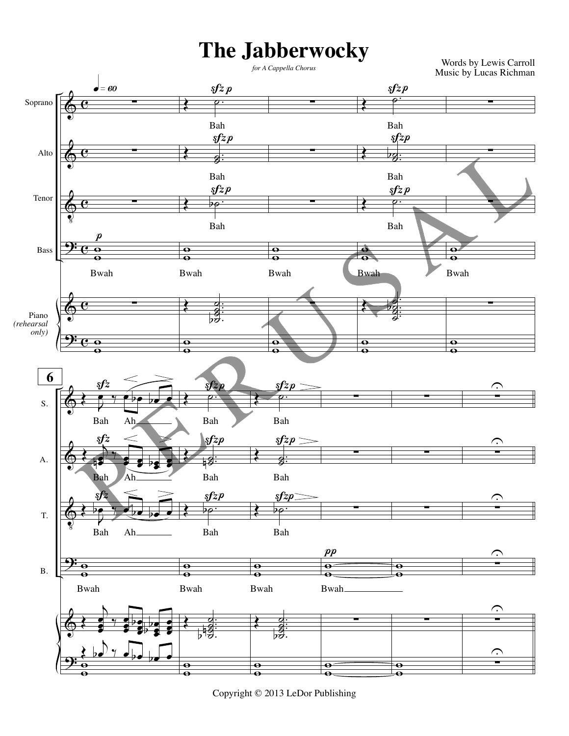# The Jabberwocky

*for A Cappella Chorus*

Words by Lewis Carroll
Music by Lucas Richman

Copyright © 2013 LeDor Publishing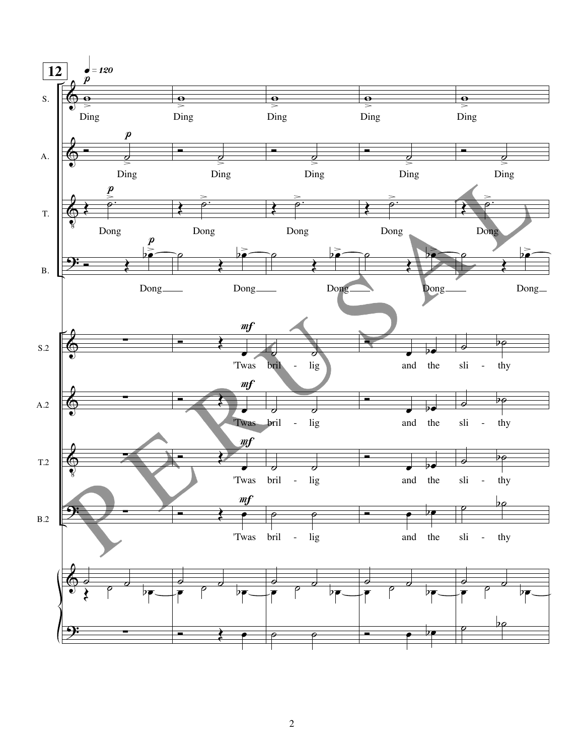**12**

♩ = 120

S. *p* Ding Ding Ding Ding Ding

A. *p* Ding Ding Ding Ding Ding

T. *p* Dong Dong Dong Dong Dong

B. *p* Dong Dong Dong Dong Dong

S.2 *mf* 'Twas bril - lig and the sli - thy

A.2 *mf* 'Twas bril - lig and the sli - thy

T.2 *mf* 'Twas bril - lig and the sli - thy

B.2 *mf* 'Twas bril - lig and the sli - thy

PERUSAL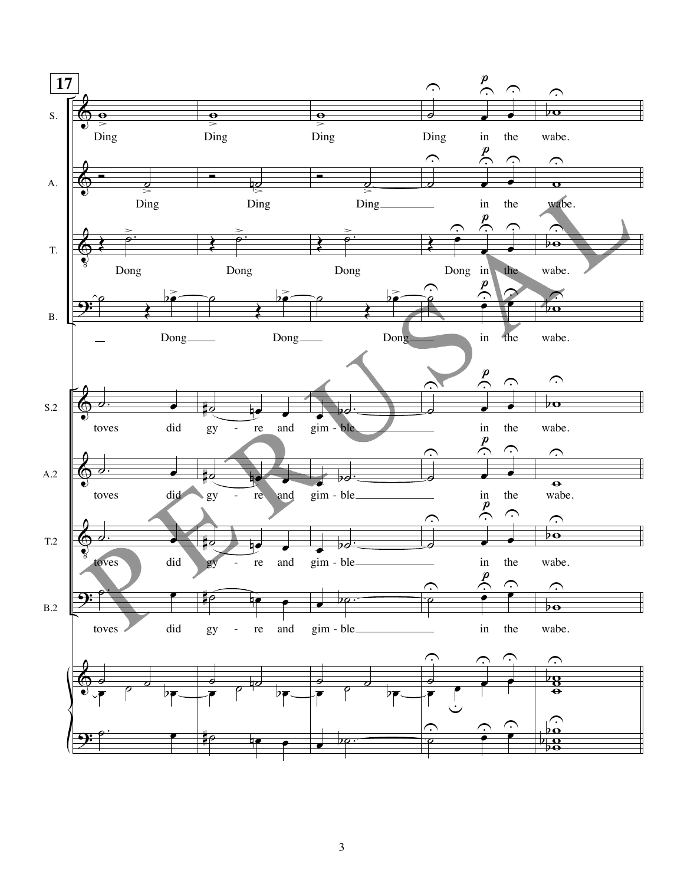**17**

S. Ding Ding Ding Ding in the wabe.

A. Ding Ding Ding in the wabe.

T. Dong Dong Dong Dong in the wabe.

B. Dong Dong Dong in the wabe.

S.2 toves did gy - re and gim - ble in the wabe.

A.2 toves did gy - re and gim - ble in the wabe.

T.2 toves did gy - re and gim - ble in the wabe.

B.2 toves did gy - re and gim - ble in the wabe.

PERUSAL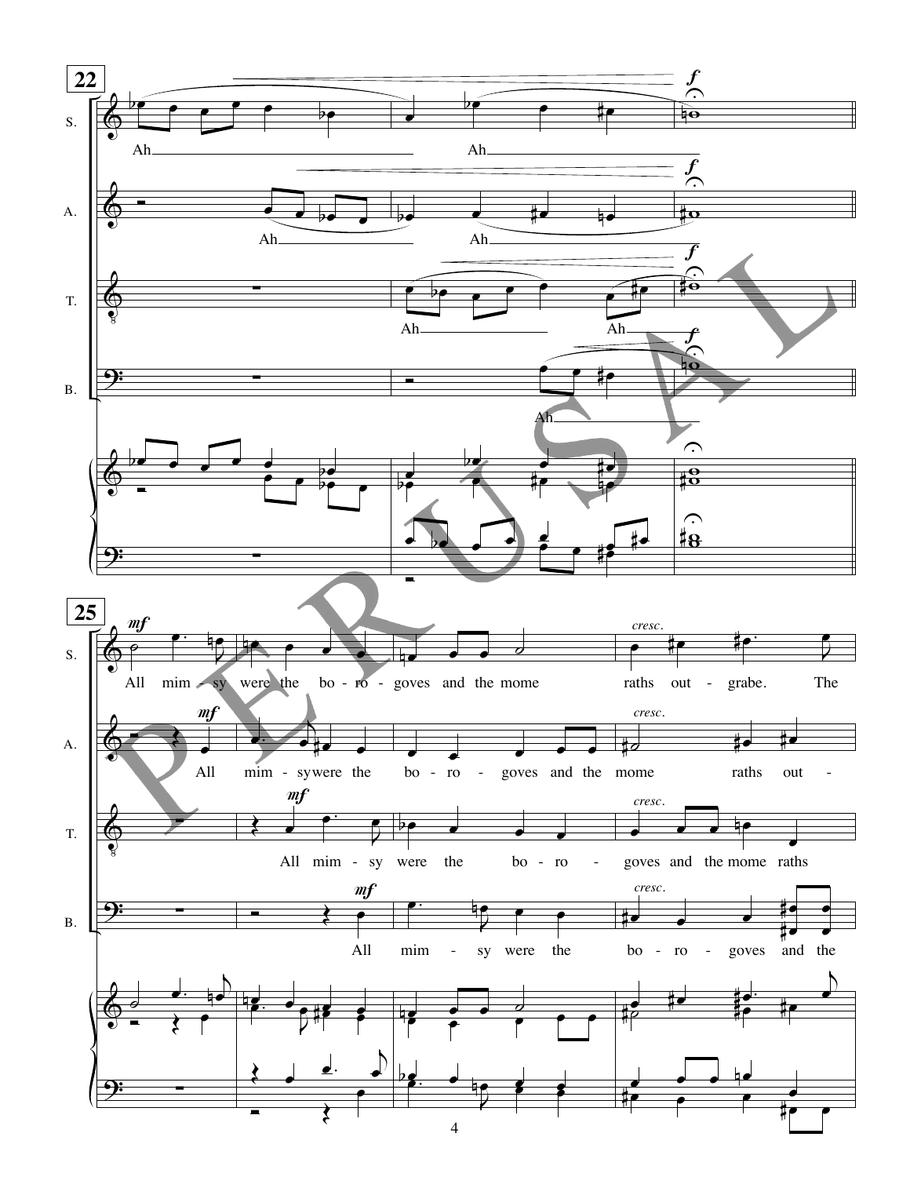**22**

S. Ah Ah *f*

A. Ah Ah *f*

T. Ah Ah *f*

B. Ah *f*

**25**

S. *mf* All mim - sy were the bo - ro - goves and the mome raths out - grabe. The *cresc.*

A. *mf* All mim - sy were the bo - ro - goves and the mome raths out - *cresc.*

T. *mf* All mim - sy were the bo - ro - goves and the mome raths *cresc.*

B. *mf* All mim - sy were the bo - ro - goves and the *cresc.*

PERUSAL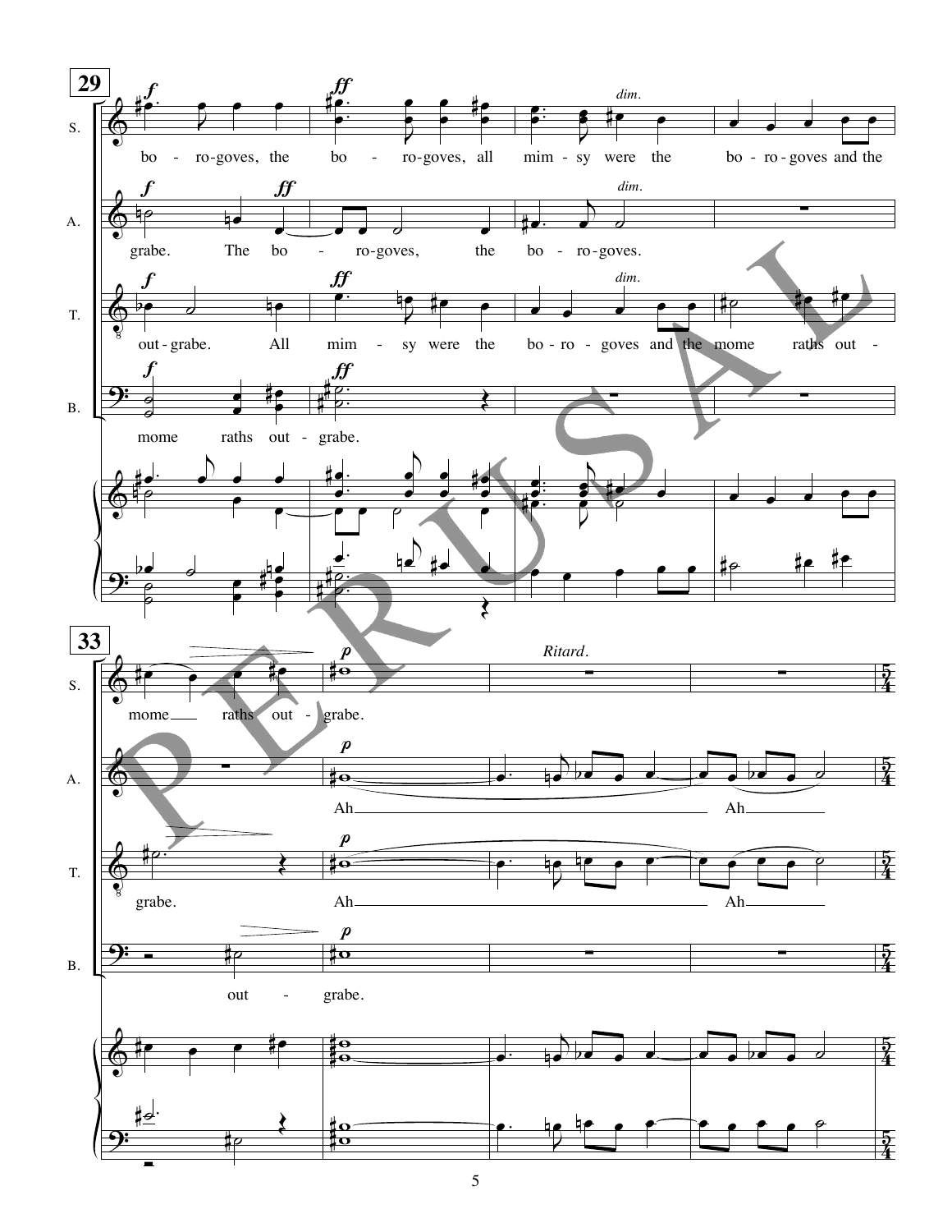**29**

S. — bo - ro-goves, the bo - ro-goves, all mim - sy were the bo - ro - goves and the

A. — grabe. The bo - ro-goves, the bo - ro-goves.

T. — out - grabe. All mim - sy were the bo - ro - goves and the mome raths out -

B. — mome raths out - grabe.

**33**

S. — mome raths out - grabe.

*Ritard.*

A. — Ah Ah

T. — grabe. Ah Ah

B. — out - grabe.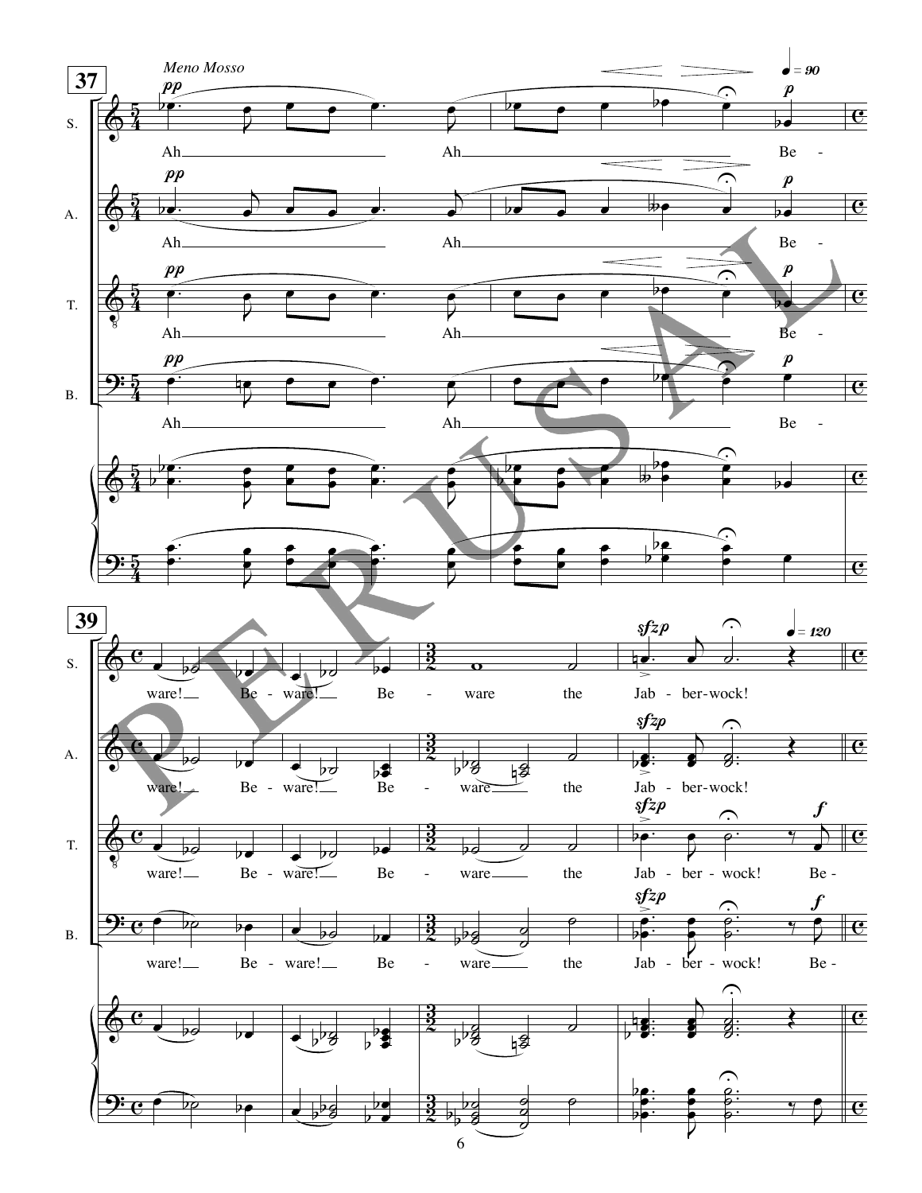**37**

*Meno Mosso*

♩ = 90

S.: Ah ___ Ah ___ Be -

A.: Ah ___ Ah ___ Be -

T.: Ah ___ Ah ___ Be -

B.: Ah ___ Ah ___ Be -

**39**

♩ = 120

S.: ware! ___ Be - ware! ___ Be - ware the Jab - ber-wock!

A.: ware! ___ Be - ware! ___ Be - ware ___ the Jab - ber-wock!

T.: ware! ___ Be - ware! ___ Be - ware ___ the Jab - ber - wock! Be -

B.: ware! ___ Be - ware! ___ Be - ware ___ the Jab - ber - wock! Be -

PERUSAL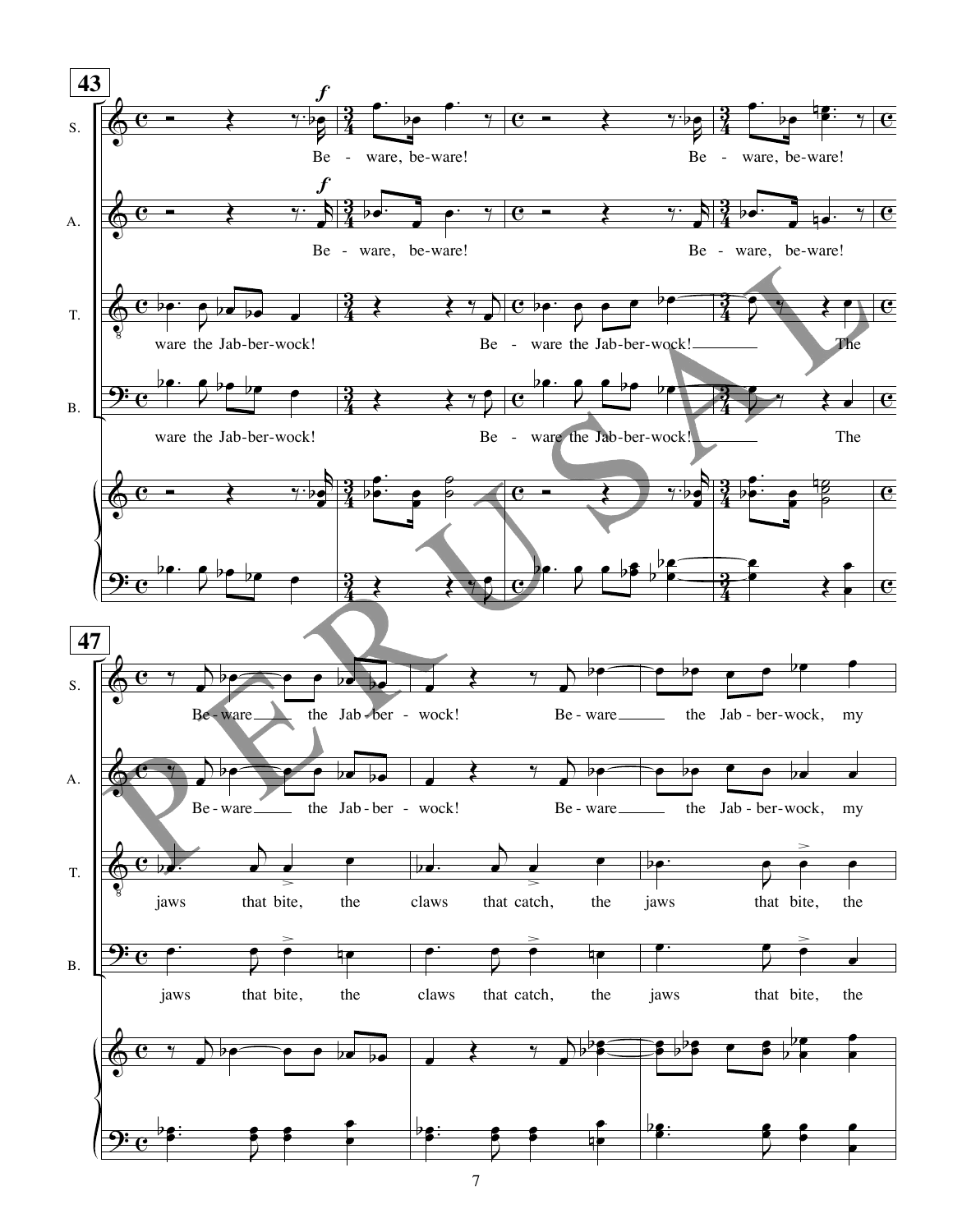**43**

S. Be - ware, be-ware! Be - ware, be-ware!

A. Be - ware, be-ware! Be - ware, be-ware!

T. ware the Jab-ber-wock! Be - ware the Jab-ber-wock! The

B. ware the Jab-ber-wock! Be - ware the Jab-ber-wock! The

**47**

S. Be - ware the Jab - ber - wock! Be - ware the Jab - ber - wock, my

A. Be - ware the Jab - ber - wock! Be - ware the Jab - ber - wock, my

T. jaws that bite, the claws that catch, the jaws that bite, the

B. jaws that bite, the claws that catch, the jaws that bite, the

PERUSAL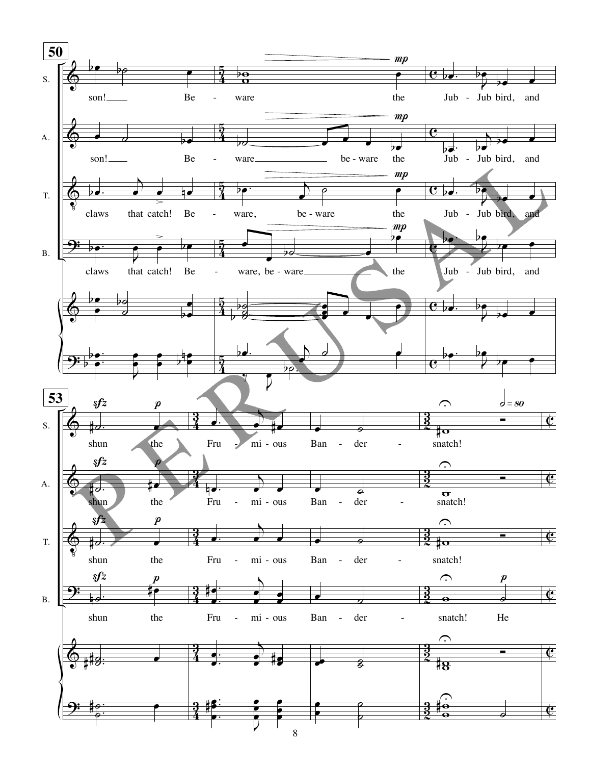**50**

S.: son! Be - ware the Jub - Jub bird, and

A.: son! Be - ware be - ware the Jub - Jub bird, and

T.: claws that catch! Be - ware, be - ware the Jub - Jub bird, and

B.: claws that catch! Be - ware, be - ware the Jub - Jub bird, and

*mp*

**53**

S.: shun the Fru - mi - ous Ban - der - snatch!

A.: shun the Fru - mi - ous Ban - der - snatch!

T.: shun the Fru - mi - ous Ban - der - snatch!

B.: shun the Fru - mi - ous Ban - der - snatch! He

*sfz* *p*

𝅗𝅥 = 80

PERUSAL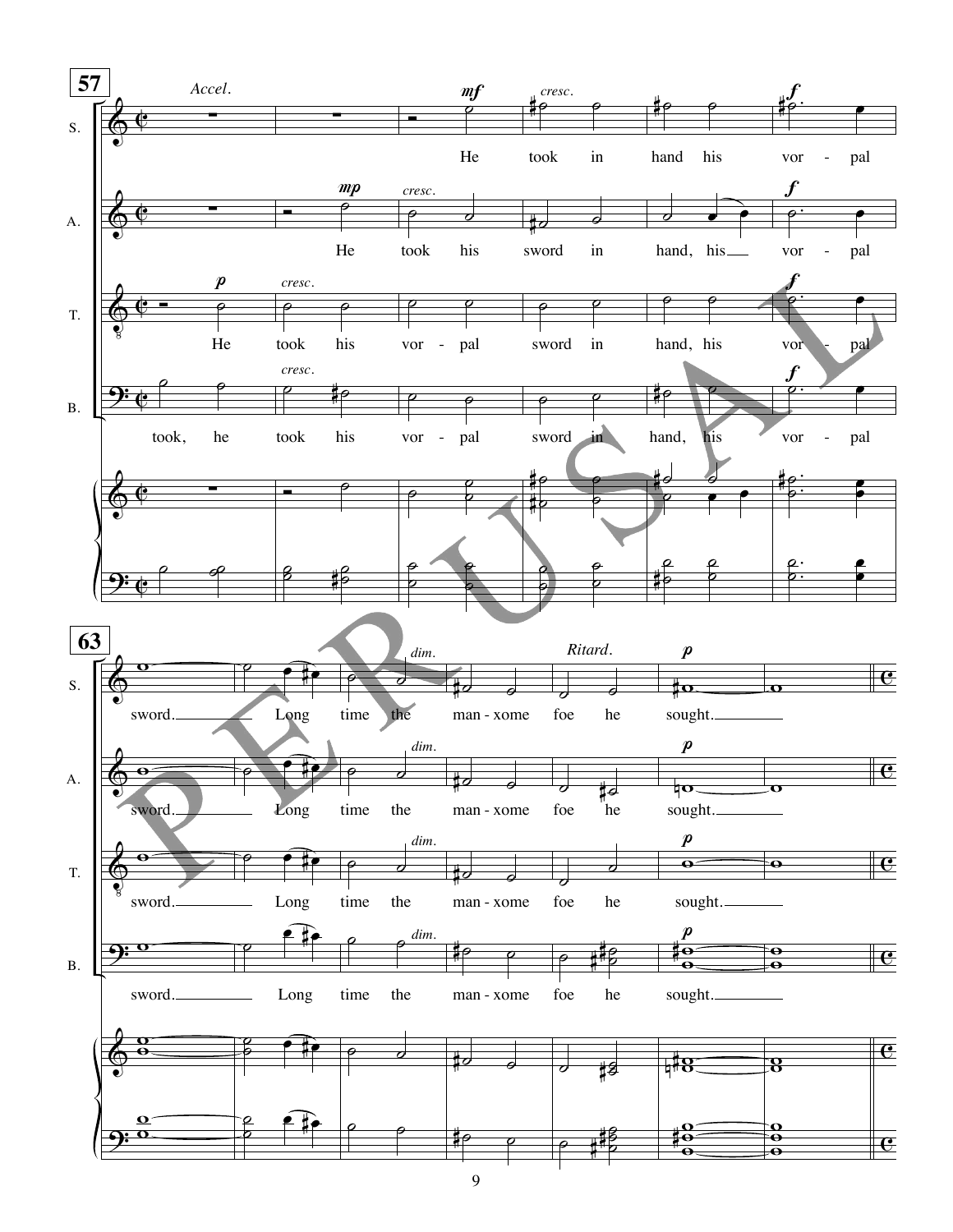**57**

*Accel.*

S. He took in hand his vor - pal sword. Long time the man - xome foe he sought.

A. He took his sword in hand, his vor - pal sword. Long time the man - xome foe he sought.

T. He took his vor - pal sword in hand, his vor - pal sword. Long time the man - xome foe he sought.

B. took, he took his vor - pal sword in hand, his vor - pal sword. Long time the man - xome foe he sought.

**63**

*Ritard.*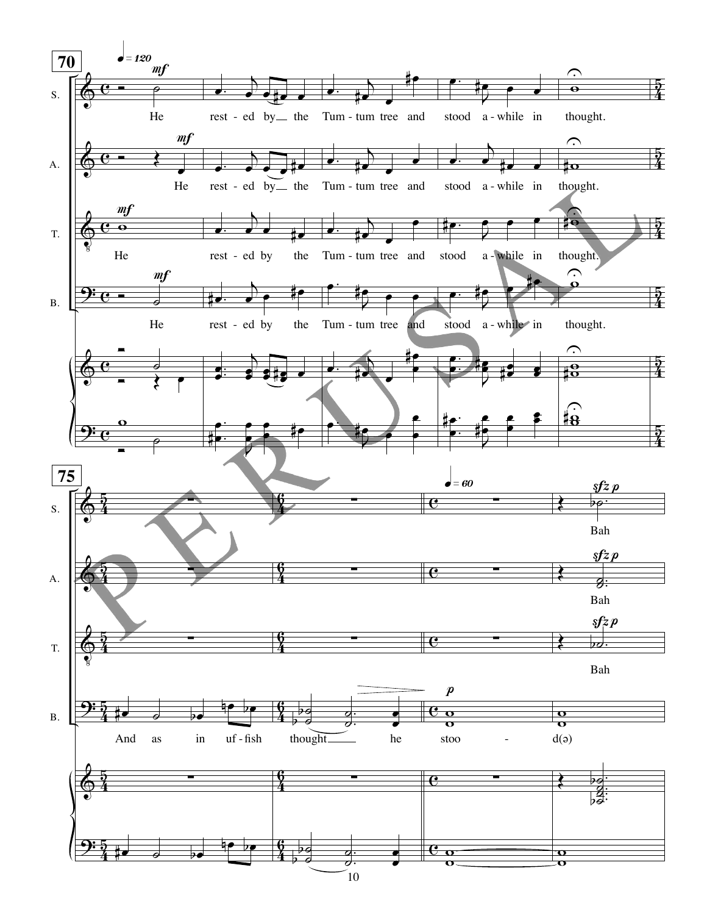**70**

♩ = 120

S. *mf* He rest - ed by__ the Tum - tum tree and stood a - while in thought.

A. *mf* He rest - ed by__ the Tum - tum tree and stood a - while in thought.

T. *mf* He rest - ed by the Tum - tum tree and stood a - while in thought.

B. *mf* He rest - ed by the Tum - tum tree and stood a - while in thought.

**75**

♩ = 60

S. *sfz p* Bah

A. *sfz p* Bah

T. *sfz p* Bah

B. And as in uf - fish thought____ he *p* stoo - d(ə)

PERUSAL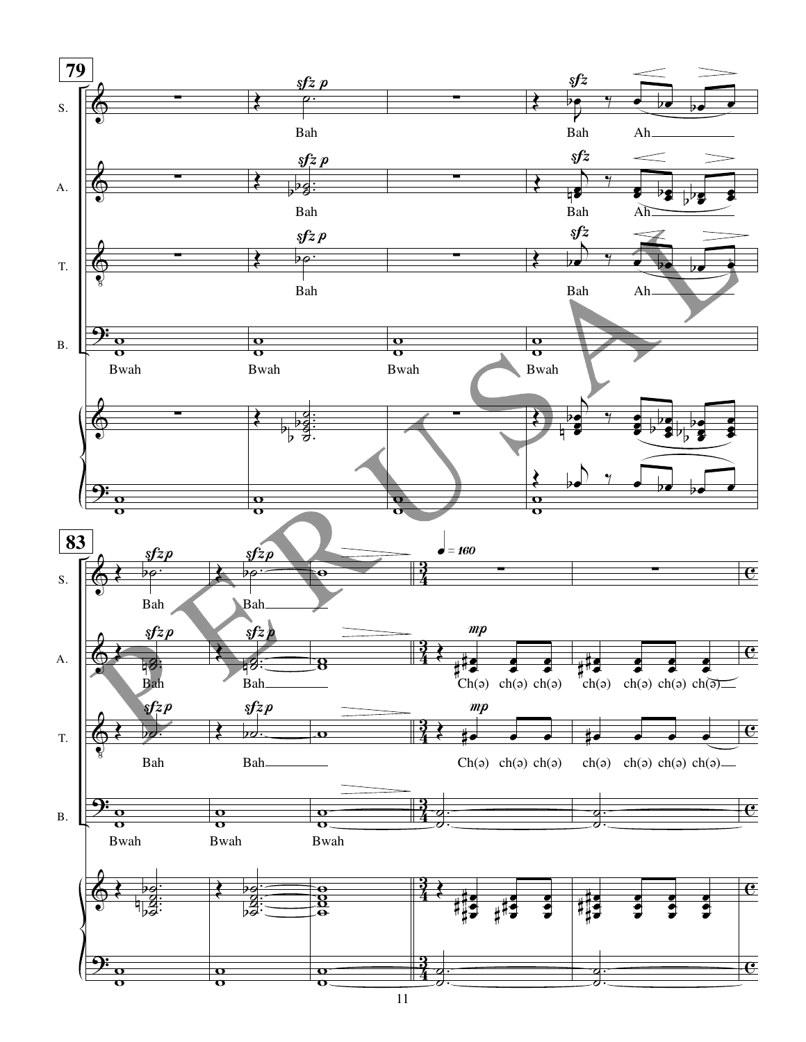79

S.

A.

T.

B.

*sfz p*

Bah

*sfz*

Bah Ah

Bwah Bwah Bwah Bwah

83

*sfz p*

Bah Bah

♩ = 160

*mp*

Ch(ə) ch(ə) ch(ə) ch(ə) ch(ə) ch(ə) ch(ə)

Bwah Bwah Bwah

PERUSAL